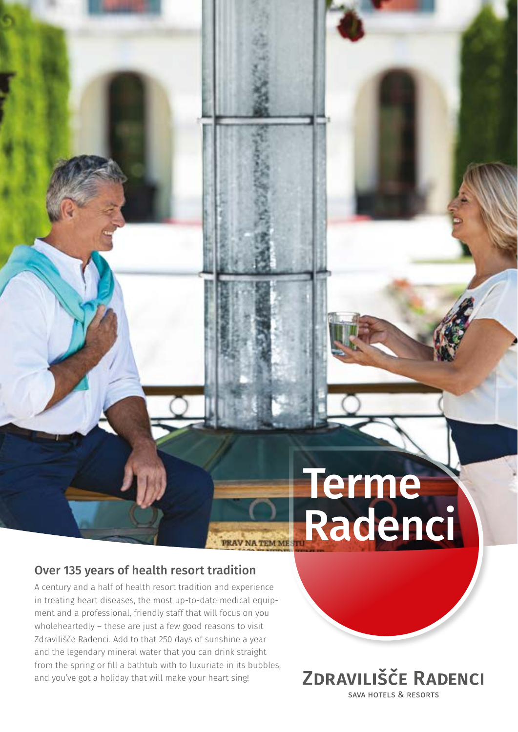# Terme Radenci

## Over 135 years of health resort tradition

A century and a half of health resort tradition and experience in treating heart diseases, the most up-to-date medical equipment and a professional, friendly staff that will focus on you wholeheartedly – these are just a few good reasons to visit Zdravilišče Radenci. Add to that 250 days of sunshine a year and the legendary mineral water that you can drink straight from the spring or fill a bathtub with to luxuriate in its bubbles, and you've got a holiday that will make your heart sing!

ZDRAVILIŠČE RADENCI
SAVA HOTELS & RESORTS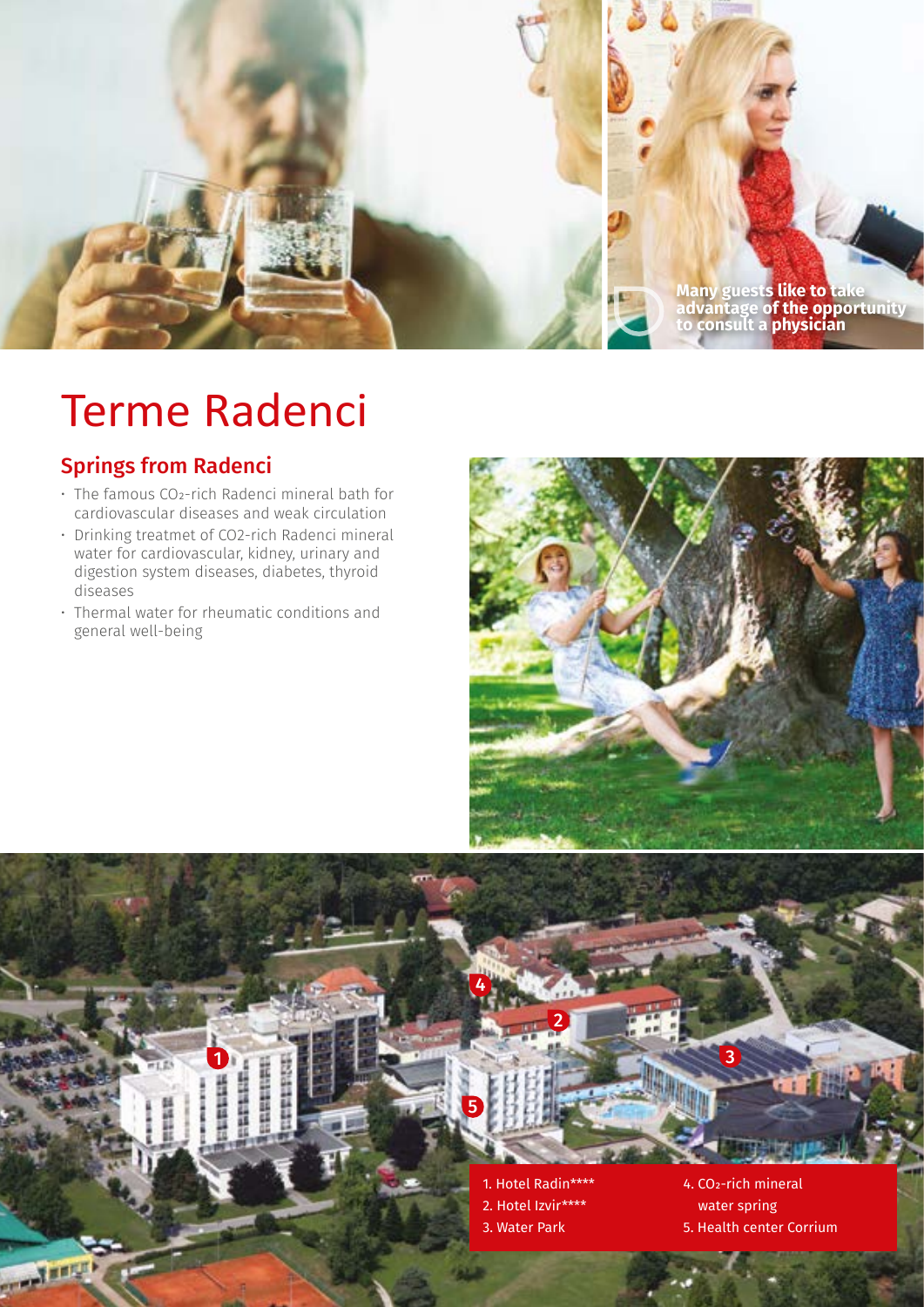Many guests like to take advantage of the opportunity to consult a physician

# Terme Radenci

## Springs from Radenci

- The famous $CO_2$-rich Radenci mineral bath for cardiovascular diseases and weak circulation
- Drinking treatmet of CO2-rich Radenci mineral water for cardiovascular, kidney, urinary and digestion system diseases, diabetes, thyroid diseases
- Thermal water for rheumatic conditions and general well-being

1. Hotel Radin****
2. Hotel Izvir****
3. Water Park
4. $CO_2$-rich mineral water spring
5. Health center Corrium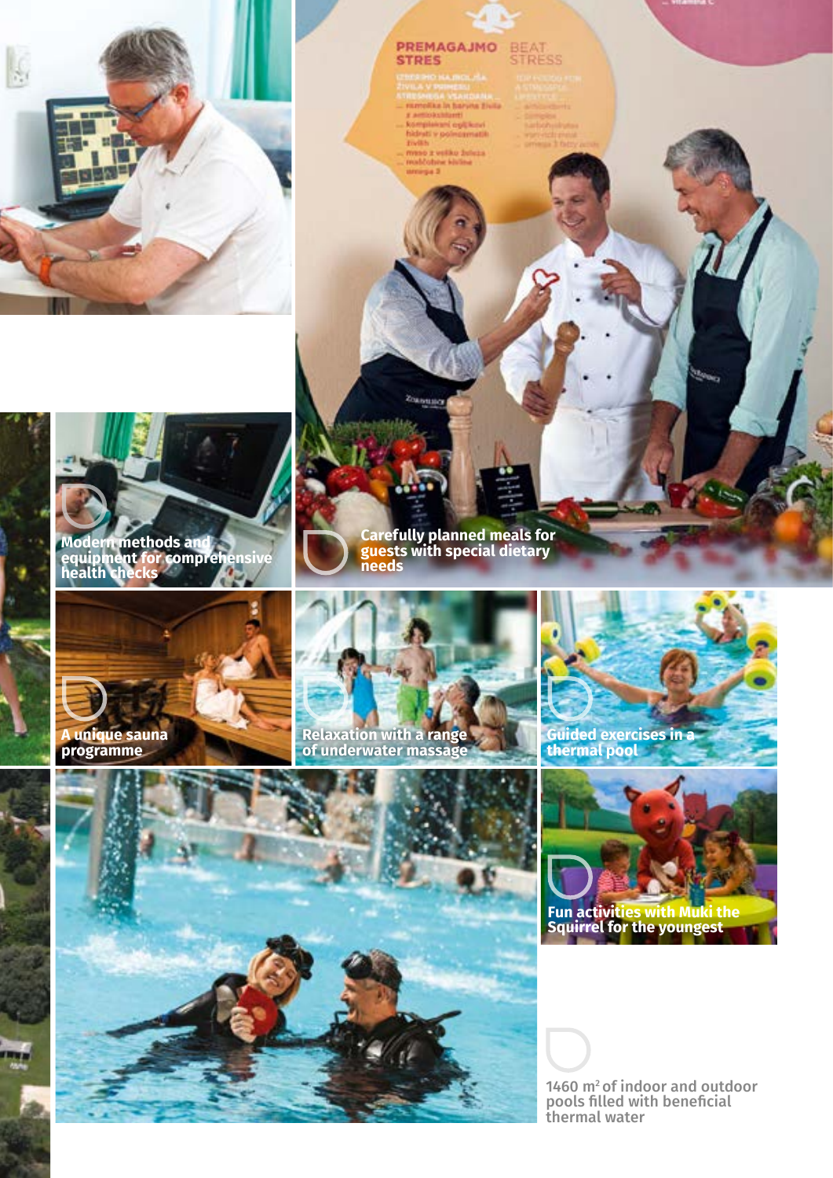Modern methods and equipment for comprehensive health checks

Carefully planned meals for guests with special dietary needs

A unique sauna programme

Relaxation with a range of underwater massage

Guided exercises in a thermal pool

Fun activities with Muki the Squirrel for the youngest

1460 m² of indoor and outdoor pools filled with beneficial thermal water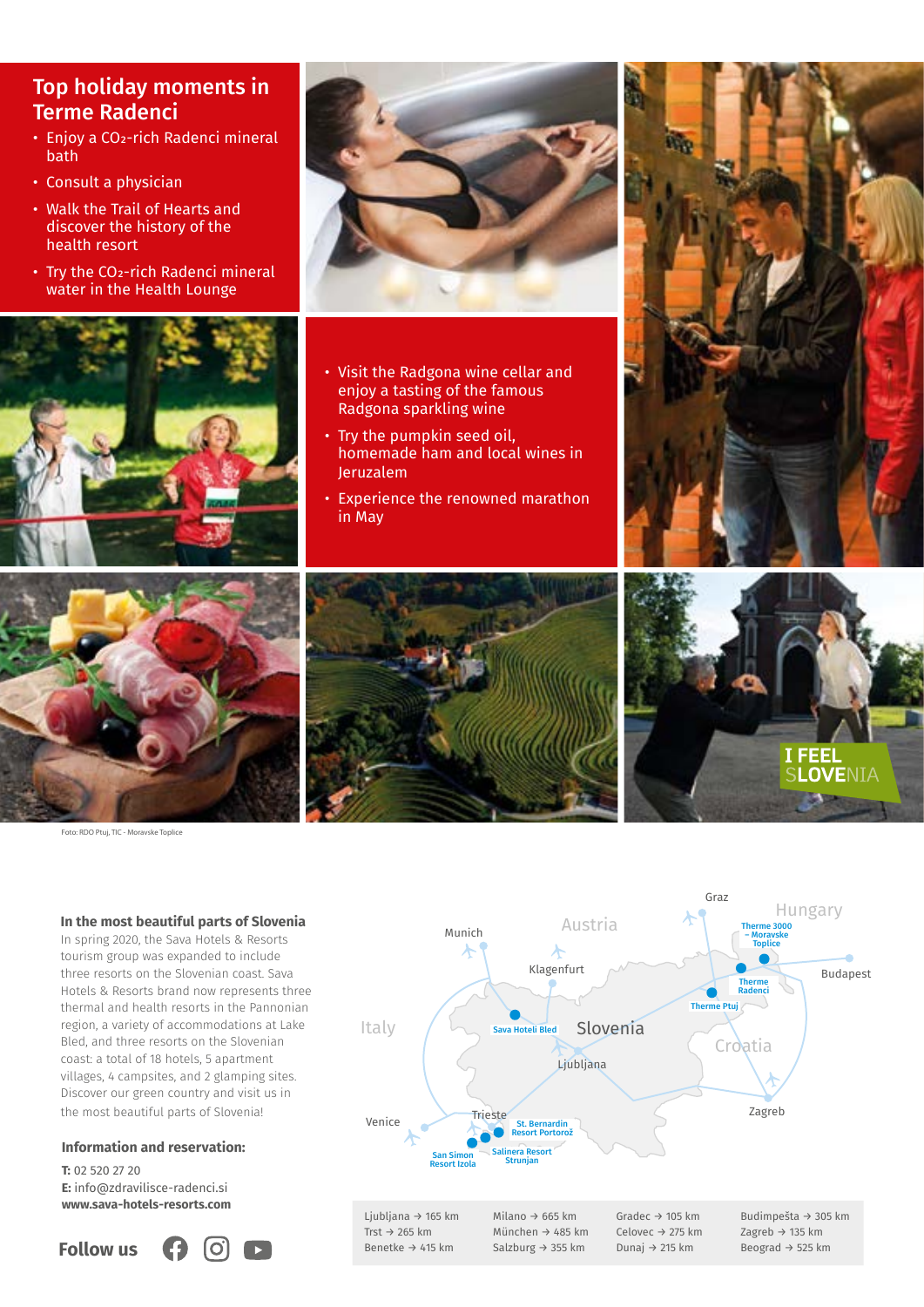# Top holiday moments in Terme Radenci

- Enjoy a $CO_2$-rich Radenci mineral bath
- Consult a physician
- Walk the Trail of Hearts and discover the history of the health resort
- Try the $CO_2$-rich Radenci mineral water in the Health Lounge
- Visit the Radgona wine cellar and enjoy a tasting of the famous Radgona sparkling wine
- Try the pumpkin seed oil, homemade ham and local wines in Jeruzalem
- Experience the renowned marathon in May

I FEEL SLOVENIA

Foto: RDO Ptuj, TIC - Moravske Toplice

**In the most beautiful parts of Slovenia**

In spring 2020, the Sava Hotels & Resorts tourism group was expanded to include three resorts on the Slovenian coast. Sava Hotels & Resorts brand now represents three thermal and health resorts in the Pannonian region, a variety of accommodations at Lake Bled, and three resorts on the Slovenian coast: a total of 18 hotels, 5 apartment villages, 4 campsites, and 2 glamping sites. Discover our green country and visit us in the most beautiful parts of Slovenia!

**Information and reservation:**

**T:** 02 520 27 20
**E:** info@zdravilisce-radenci.si
**www.sava-hotels-resorts.com**

**Follow us**

Munich
Austria
Graz
Hungary
Therme 3000 – Moravske Toplice
Budapest
Klagenfurt
Therme Radenci
Therme Ptuj
Italy
Sava Hoteli Bled
Slovenia
Croatia
Ljubljana
Trieste
Zagreb
Venice
St. Bernardin Resort Portorož
San Simon Resort Izola
Salinera Resort Strunjan

| | | | |
|---|---|---|---|
| Ljubljana → 165 km | Milano → 665 km | Gradec → 105 km | Budimpešta → 305 km |
| Trst → 265 km | München → 485 km | Celovec → 275 km | Zagreb → 135 km |
| Benetke → 415 km | Salzburg → 355 km | Dunaj → 215 km | Beograd → 525 km |